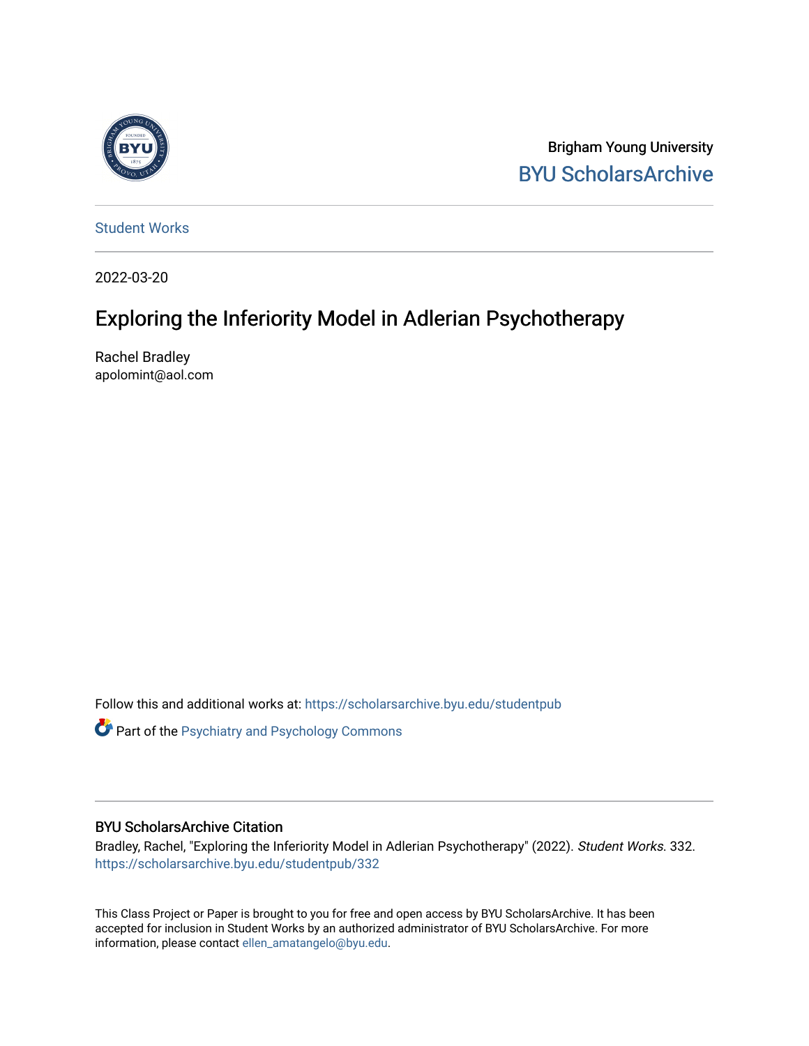Brigham Young University
BYU ScholarsArchive

Student Works

2022-03-20

# Exploring the Inferiority Model in Adlerian Psychotherapy

Rachel Bradley
apolomint@aol.com

Follow this and additional works at: https://scholarsarchive.byu.edu/studentpub

Part of the Psychiatry and Psychology Commons

## BYU ScholarsArchive Citation

Bradley, Rachel, "Exploring the Inferiority Model in Adlerian Psychotherapy" (2022). *Student Works*. 332.
https://scholarsarchive.byu.edu/studentpub/332

This Class Project or Paper is brought to you for free and open access by BYU ScholarsArchive. It has been accepted for inclusion in Student Works by an authorized administrator of BYU ScholarsArchive. For more information, please contact ellen_amatangelo@byu.edu.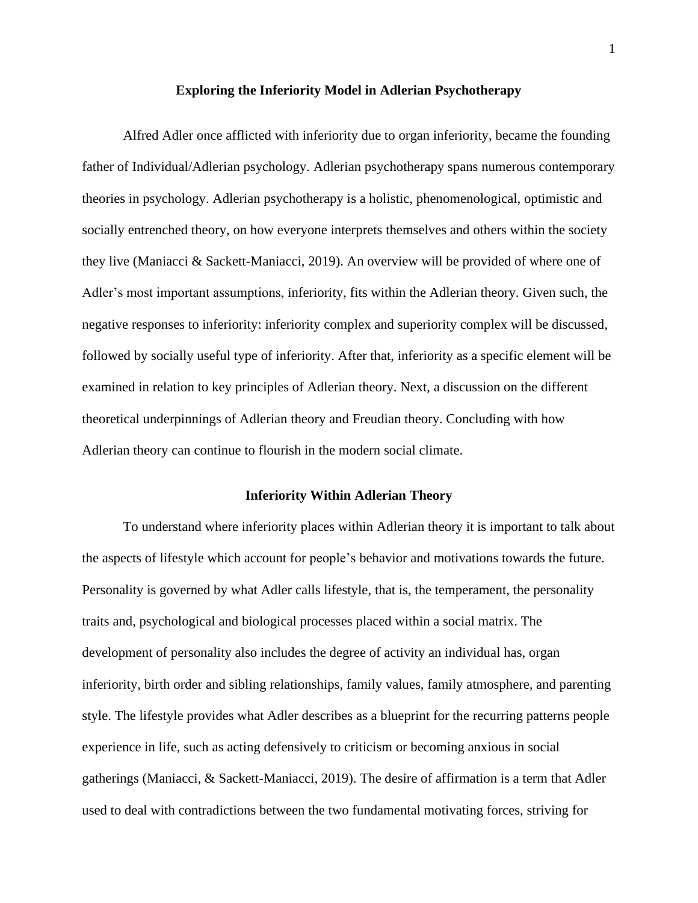# Exploring the Inferiority Model in Adlerian Psychotherapy

Alfred Adler once afflicted with inferiority due to organ inferiority, became the founding father of Individual/Adlerian psychology. Adlerian psychotherapy spans numerous contemporary theories in psychology. Adlerian psychotherapy is a holistic, phenomenological, optimistic and socially entrenched theory, on how everyone interprets themselves and others within the society they live (Maniacci & Sackett-Maniacci, 2019). An overview will be provided of where one of Adler's most important assumptions, inferiority, fits within the Adlerian theory. Given such, the negative responses to inferiority: inferiority complex and superiority complex will be discussed, followed by socially useful type of inferiority. After that, inferiority as a specific element will be examined in relation to key principles of Adlerian theory. Next, a discussion on the different theoretical underpinnings of Adlerian theory and Freudian theory. Concluding with how Adlerian theory can continue to flourish in the modern social climate.

## Inferiority Within Adlerian Theory

To understand where inferiority places within Adlerian theory it is important to talk about the aspects of lifestyle which account for people's behavior and motivations towards the future. Personality is governed by what Adler calls lifestyle, that is, the temperament, the personality traits and, psychological and biological processes placed within a social matrix. The development of personality also includes the degree of activity an individual has, organ inferiority, birth order and sibling relationships, family values, family atmosphere, and parenting style. The lifestyle provides what Adler describes as a blueprint for the recurring patterns people experience in life, such as acting defensively to criticism or becoming anxious in social gatherings (Maniacci, & Sackett-Maniacci, 2019). The desire of affirmation is a term that Adler used to deal with contradictions between the two fundamental motivating forces, striving for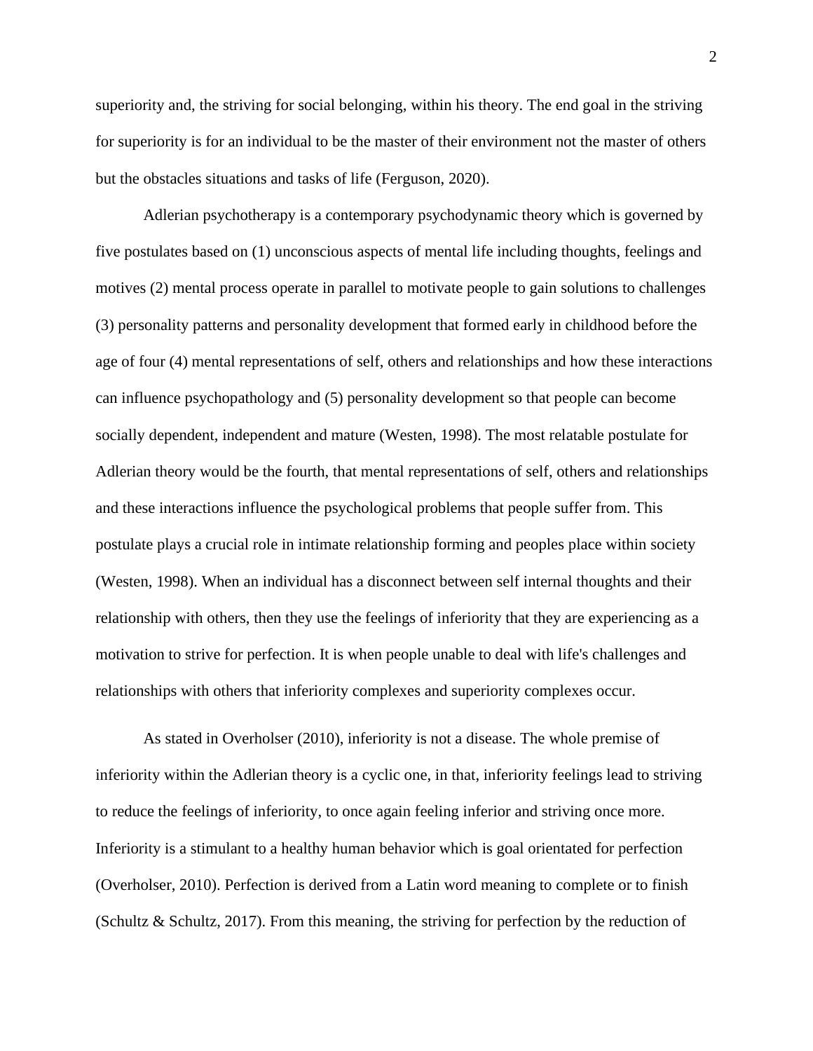superiority and, the striving for social belonging, within his theory. The end goal in the striving for superiority is for an individual to be the master of their environment not the master of others but the obstacles situations and tasks of life (Ferguson, 2020).

Adlerian psychotherapy is a contemporary psychodynamic theory which is governed by five postulates based on (1) unconscious aspects of mental life including thoughts, feelings and motives (2) mental process operate in parallel to motivate people to gain solutions to challenges (3) personality patterns and personality development that formed early in childhood before the age of four (4) mental representations of self, others and relationships and how these interactions can influence psychopathology and (5) personality development so that people can become socially dependent, independent and mature (Westen, 1998). The most relatable postulate for Adlerian theory would be the fourth, that mental representations of self, others and relationships and these interactions influence the psychological problems that people suffer from. This postulate plays a crucial role in intimate relationship forming and peoples place within society (Westen, 1998). When an individual has a disconnect between self internal thoughts and their relationship with others, then they use the feelings of inferiority that they are experiencing as a motivation to strive for perfection. It is when people unable to deal with life's challenges and relationships with others that inferiority complexes and superiority complexes occur.

As stated in Overholser (2010), inferiority is not a disease. The whole premise of inferiority within the Adlerian theory is a cyclic one, in that, inferiority feelings lead to striving to reduce the feelings of inferiority, to once again feeling inferior and striving once more. Inferiority is a stimulant to a healthy human behavior which is goal orientated for perfection (Overholser, 2010). Perfection is derived from a Latin word meaning to complete or to finish (Schultz & Schultz, 2017). From this meaning, the striving for perfection by the reduction of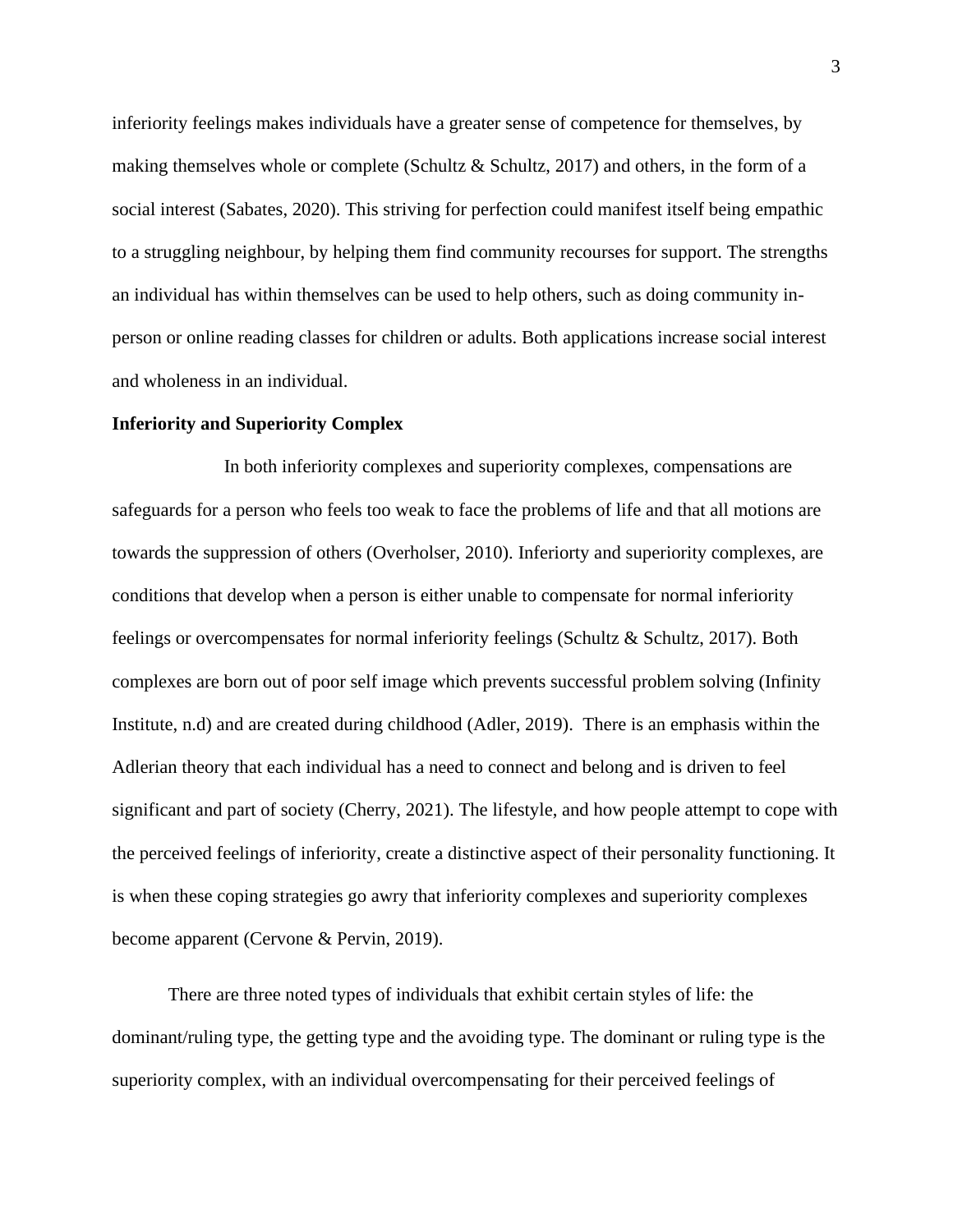inferiority feelings makes individuals have a greater sense of competence for themselves, by making themselves whole or complete (Schultz & Schultz, 2017) and others, in the form of a social interest (Sabates, 2020). This striving for perfection could manifest itself being empathic to a struggling neighbour, by helping them find community recourses for support. The strengths an individual has within themselves can be used to help others, such as doing community in-person or online reading classes for children or adults. Both applications increase social interest and wholeness in an individual.

**Inferiority and Superiority Complex**

In both inferiority complexes and superiority complexes, compensations are safeguards for a person who feels too weak to face the problems of life and that all motions are towards the suppression of others (Overholser, 2010). Inferiorty and superiority complexes, are conditions that develop when a person is either unable to compensate for normal inferiority feelings or overcompensates for normal inferiority feelings (Schultz & Schultz, 2017). Both complexes are born out of poor self image which prevents successful problem solving (Infinity Institute, n.d) and are created during childhood (Adler, 2019). There is an emphasis within the Adlerian theory that each individual has a need to connect and belong and is driven to feel significant and part of society (Cherry, 2021). The lifestyle, and how people attempt to cope with the perceived feelings of inferiority, create a distinctive aspect of their personality functioning. It is when these coping strategies go awry that inferiority complexes and superiority complexes become apparent (Cervone & Pervin, 2019).

There are three noted types of individuals that exhibit certain styles of life: the dominant/ruling type, the getting type and the avoiding type. The dominant or ruling type is the superiority complex, with an individual overcompensating for their perceived feelings of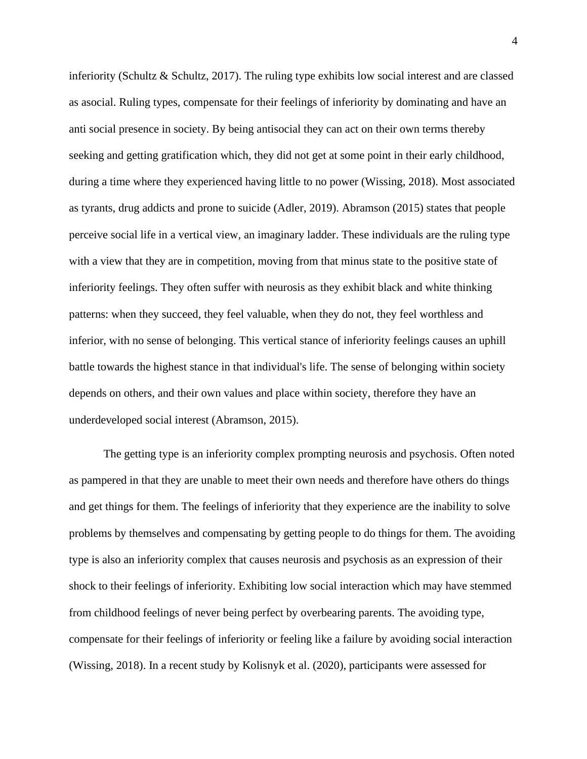inferiority (Schultz & Schultz, 2017). The ruling type exhibits low social interest and are classed as asocial. Ruling types, compensate for their feelings of inferiority by dominating and have an anti social presence in society. By being antisocial they can act on their own terms thereby seeking and getting gratification which, they did not get at some point in their early childhood, during a time where they experienced having little to no power (Wissing, 2018). Most associated as tyrants, drug addicts and prone to suicide (Adler, 2019). Abramson (2015) states that people perceive social life in a vertical view, an imaginary ladder. These individuals are the ruling type with a view that they are in competition, moving from that minus state to the positive state of inferiority feelings. They often suffer with neurosis as they exhibit black and white thinking patterns: when they succeed, they feel valuable, when they do not, they feel worthless and inferior, with no sense of belonging. This vertical stance of inferiority feelings causes an uphill battle towards the highest stance in that individual's life. The sense of belonging within society depends on others, and their own values and place within society, therefore they have an underdeveloped social interest (Abramson, 2015).

The getting type is an inferiority complex prompting neurosis and psychosis. Often noted as pampered in that they are unable to meet their own needs and therefore have others do things and get things for them. The feelings of inferiority that they experience are the inability to solve problems by themselves and compensating by getting people to do things for them. The avoiding type is also an inferiority complex that causes neurosis and psychosis as an expression of their shock to their feelings of inferiority. Exhibiting low social interaction which may have stemmed from childhood feelings of never being perfect by overbearing parents. The avoiding type, compensate for their feelings of inferiority or feeling like a failure by avoiding social interaction (Wissing, 2018). In a recent study by Kolisnyk et al. (2020), participants were assessed for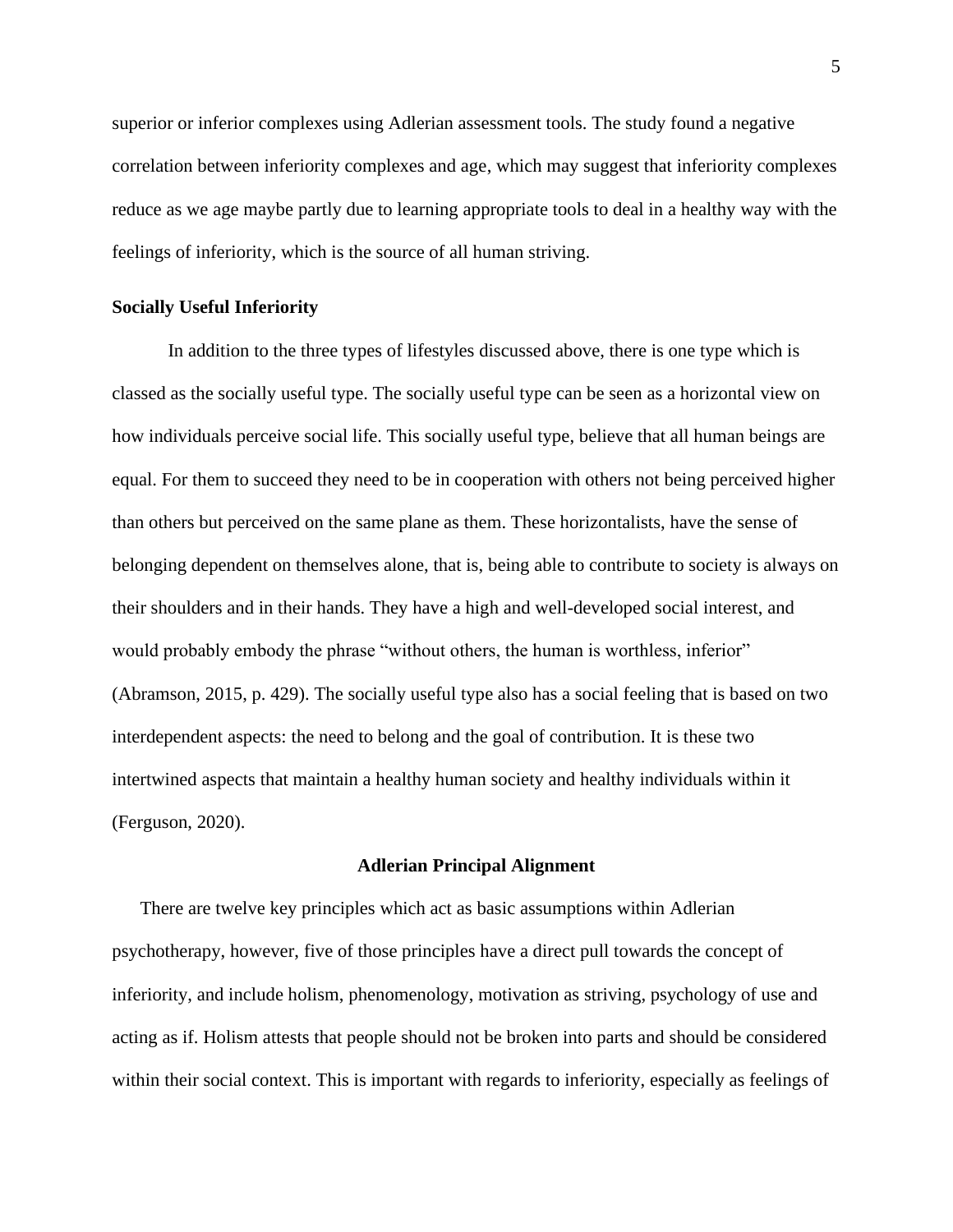superior or inferior complexes using Adlerian assessment tools. The study found a negative correlation between inferiority complexes and age, which may suggest that inferiority complexes reduce as we age maybe partly due to learning appropriate tools to deal in a healthy way with the feelings of inferiority, which is the source of all human striving.

### Socially Useful Inferiority

In addition to the three types of lifestyles discussed above, there is one type which is classed as the socially useful type. The socially useful type can be seen as a horizontal view on how individuals perceive social life. This socially useful type, believe that all human beings are equal. For them to succeed they need to be in cooperation with others not being perceived higher than others but perceived on the same plane as them. These horizontalists, have the sense of belonging dependent on themselves alone, that is, being able to contribute to society is always on their shoulders and in their hands. They have a high and well-developed social interest, and would probably embody the phrase "without others, the human is worthless, inferior" (Abramson, 2015, p. 429). The socially useful type also has a social feeling that is based on two interdependent aspects: the need to belong and the goal of contribution. It is these two intertwined aspects that maintain a healthy human society and healthy individuals within it (Ferguson, 2020).

## Adlerian Principal Alignment

There are twelve key principles which act as basic assumptions within Adlerian psychotherapy, however, five of those principles have a direct pull towards the concept of inferiority, and include holism, phenomenology, motivation as striving, psychology of use and acting as if. Holism attests that people should not be broken into parts and should be considered within their social context. This is important with regards to inferiority, especially as feelings of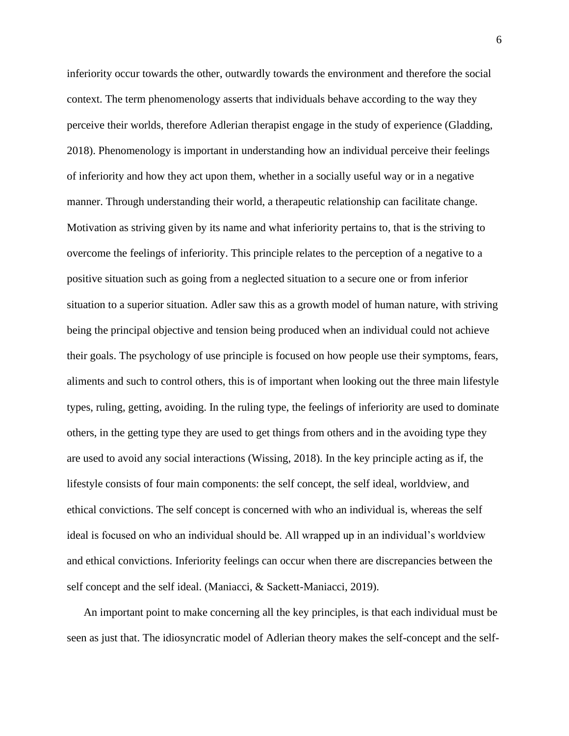inferiority occur towards the other, outwardly towards the environment and therefore the social context. The term phenomenology asserts that individuals behave according to the way they perceive their worlds, therefore Adlerian therapist engage in the study of experience (Gladding, 2018). Phenomenology is important in understanding how an individual perceive their feelings of inferiority and how they act upon them, whether in a socially useful way or in a negative manner. Through understanding their world, a therapeutic relationship can facilitate change. Motivation as striving given by its name and what inferiority pertains to, that is the striving to overcome the feelings of inferiority. This principle relates to the perception of a negative to a positive situation such as going from a neglected situation to a secure one or from inferior situation to a superior situation. Adler saw this as a growth model of human nature, with striving being the principal objective and tension being produced when an individual could not achieve their goals. The psychology of use principle is focused on how people use their symptoms, fears, aliments and such to control others, this is of important when looking out the three main lifestyle types, ruling, getting, avoiding. In the ruling type, the feelings of inferiority are used to dominate others, in the getting type they are used to get things from others and in the avoiding type they are used to avoid any social interactions (Wissing, 2018). In the key principle acting as if, the lifestyle consists of four main components: the self concept, the self ideal, worldview, and ethical convictions. The self concept is concerned with who an individual is, whereas the self ideal is focused on who an individual should be. All wrapped up in an individual's worldview and ethical convictions. Inferiority feelings can occur when there are discrepancies between the self concept and the self ideal. (Maniacci, & Sackett-Maniacci, 2019).

An important point to make concerning all the key principles, is that each individual must be seen as just that. The idiosyncratic model of Adlerian theory makes the self-concept and the self-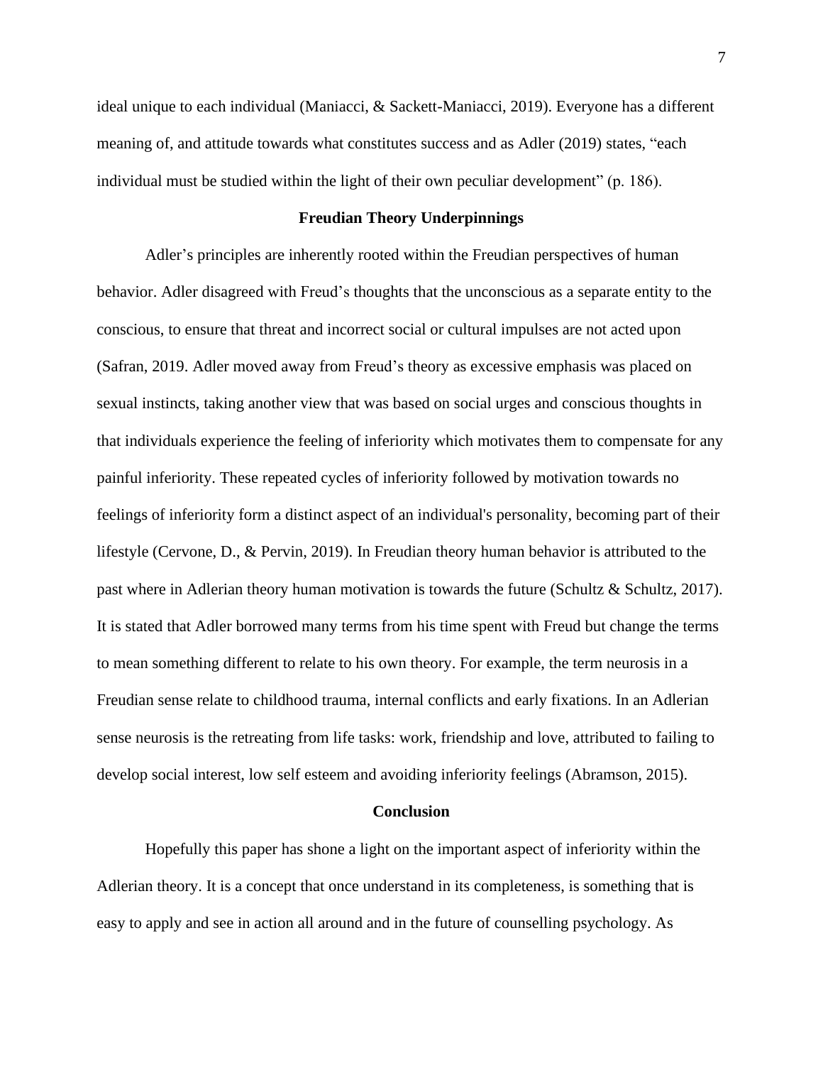ideal unique to each individual (Maniacci, & Sackett-Maniacci, 2019). Everyone has a different meaning of, and attitude towards what constitutes success and as Adler (2019) states, "each individual must be studied within the light of their own peculiar development" (p. 186).

## Freudian Theory Underpinnings

Adler's principles are inherently rooted within the Freudian perspectives of human behavior. Adler disagreed with Freud's thoughts that the unconscious as a separate entity to the conscious, to ensure that threat and incorrect social or cultural impulses are not acted upon (Safran, 2019. Adler moved away from Freud's theory as excessive emphasis was placed on sexual instincts, taking another view that was based on social urges and conscious thoughts in that individuals experience the feeling of inferiority which motivates them to compensate for any painful inferiority. These repeated cycles of inferiority followed by motivation towards no feelings of inferiority form a distinct aspect of an individual's personality, becoming part of their lifestyle (Cervone, D., & Pervin, 2019). In Freudian theory human behavior is attributed to the past where in Adlerian theory human motivation is towards the future (Schultz & Schultz, 2017). It is stated that Adler borrowed many terms from his time spent with Freud but change the terms to mean something different to relate to his own theory. For example, the term neurosis in a Freudian sense relate to childhood trauma, internal conflicts and early fixations. In an Adlerian sense neurosis is the retreating from life tasks: work, friendship and love, attributed to failing to develop social interest, low self esteem and avoiding inferiority feelings (Abramson, 2015).

## Conclusion

Hopefully this paper has shone a light on the important aspect of inferiority within the Adlerian theory. It is a concept that once understand in its completeness, is something that is easy to apply and see in action all around and in the future of counselling psychology. As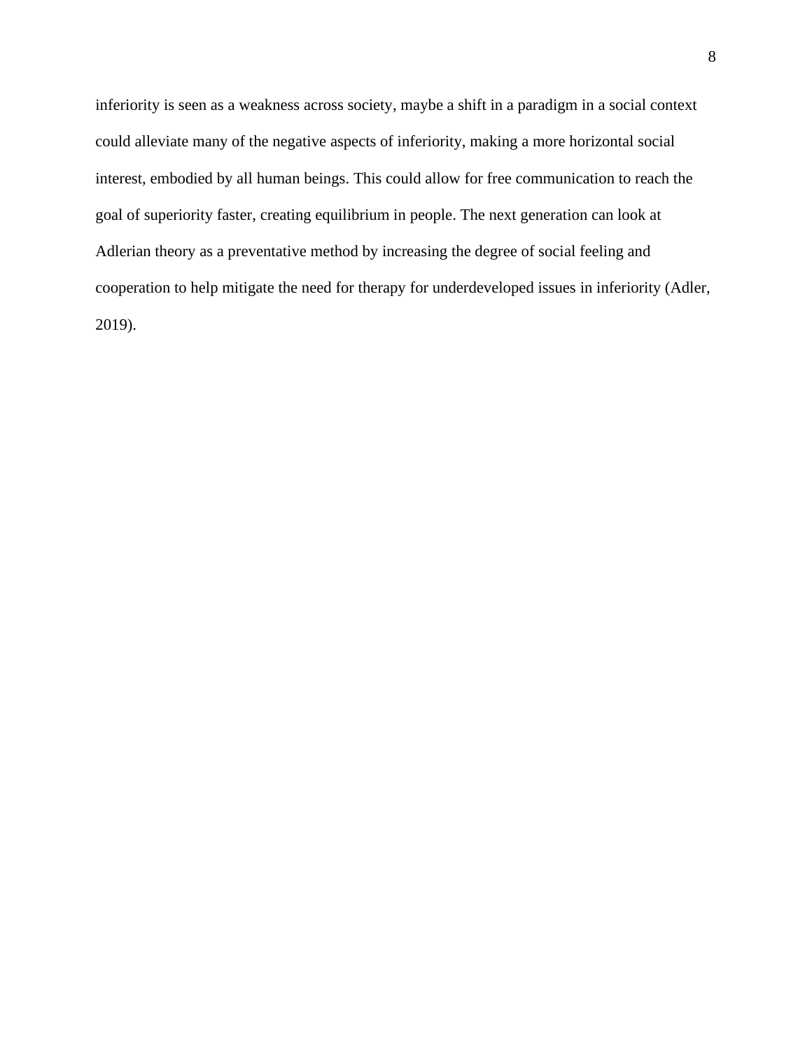inferiority is seen as a weakness across society, maybe a shift in a paradigm in a social context could alleviate many of the negative aspects of inferiority, making a more horizontal social interest, embodied by all human beings. This could allow for free communication to reach the goal of superiority faster, creating equilibrium in people. The next generation can look at Adlerian theory as a preventative method by increasing the degree of social feeling and cooperation to help mitigate the need for therapy for underdeveloped issues in inferiority (Adler, 2019).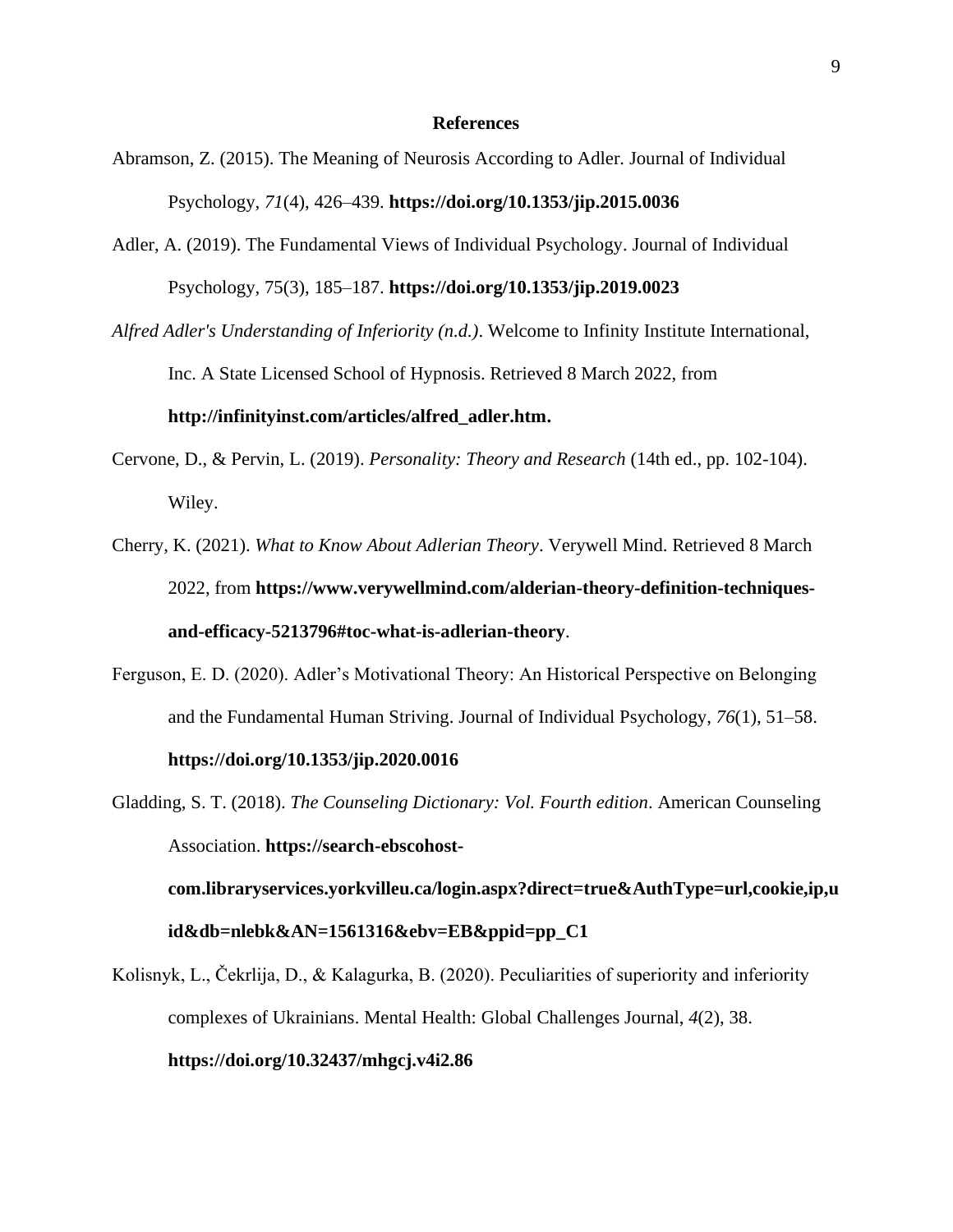**References**

Abramson, Z. (2015). The Meaning of Neurosis According to Adler. Journal of Individual Psychology, *71*(4), 426–439. **https://doi.org/10.1353/jip.2015.0036**

Adler, A. (2019). The Fundamental Views of Individual Psychology. Journal of Individual Psychology, 75(3), 185–187. **https://doi.org/10.1353/jip.2019.0023**

*Alfred Adler's Understanding of Inferiority (n.d.)*. Welcome to Infinity Institute International, Inc. A State Licensed School of Hypnosis. Retrieved 8 March 2022, from **http://infinityinst.com/articles/alfred_adler.htm.**

Cervone, D., & Pervin, L. (2019). *Personality: Theory and Research* (14th ed., pp. 102-104). Wiley.

Cherry, K. (2021). *What to Know About Adlerian Theory*. Verywell Mind. Retrieved 8 March 2022, from **https://www.verywellmind.com/alderian-theory-definition-techniques-and-efficacy-5213796#toc-what-is-adlerian-theory**.

Ferguson, E. D. (2020). Adler's Motivational Theory: An Historical Perspective on Belonging and the Fundamental Human Striving. Journal of Individual Psychology, *76*(1), 51–58. **https://doi.org/10.1353/jip.2020.0016**

Gladding, S. T. (2018). *The Counseling Dictionary: Vol. Fourth edition*. American Counseling Association. **https://search-ebscohost-com.libraryservices.yorkvilleu.ca/login.aspx?direct=true&AuthType=url,cookie,ip,uid&db=nlebk&AN=1561316&ebv=EB&ppid=pp_C1**

Kolisnyk, L., Čekrlija, D., & Kalagurka, B. (2020). Peculiarities of superiority and inferiority complexes of Ukrainians. Mental Health: Global Challenges Journal, *4*(2), 38. **https://doi.org/10.32437/mhgcj.v4i2.86**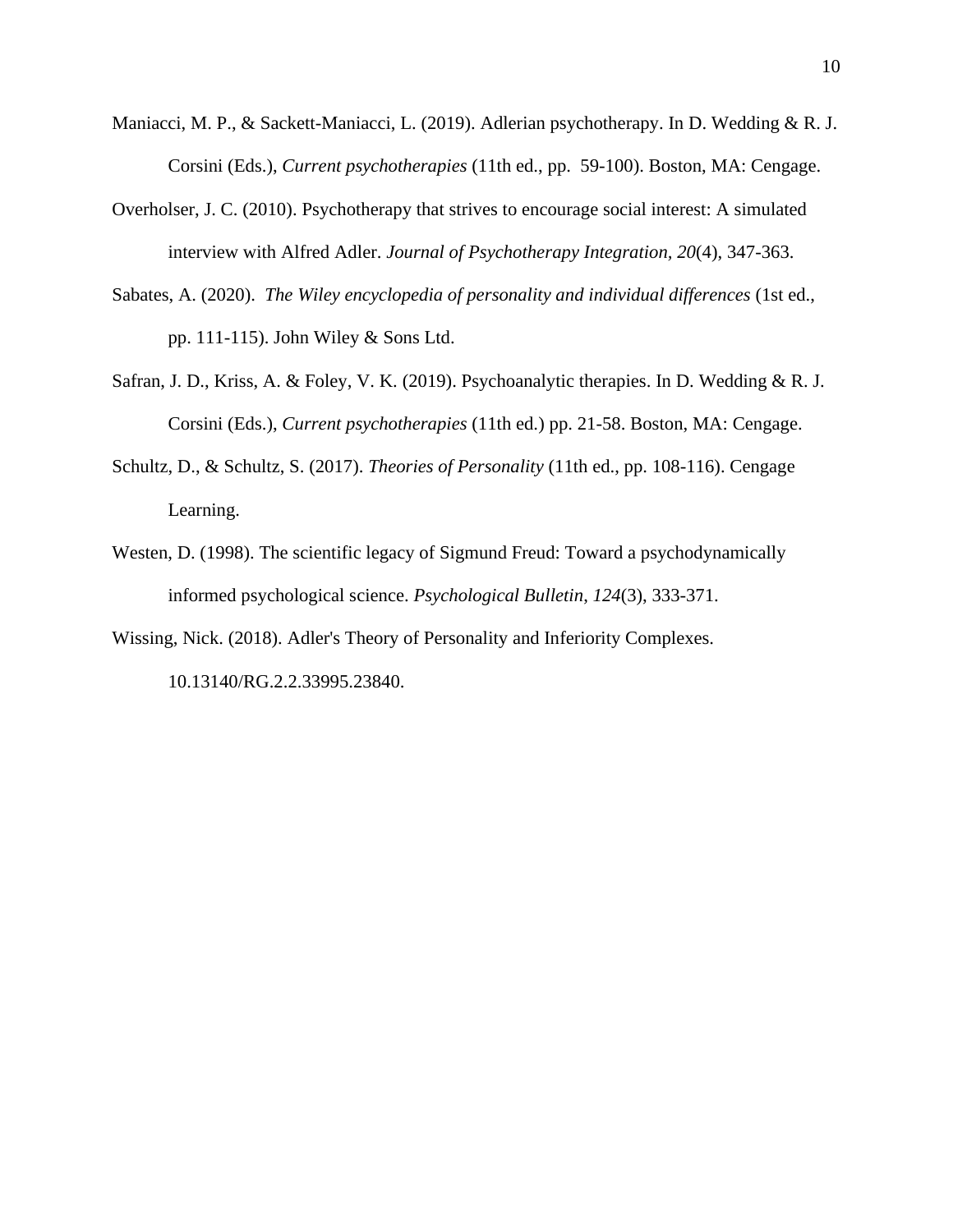Maniacci, M. P., & Sackett-Maniacci, L. (2019). Adlerian psychotherapy. In D. Wedding & R. J. Corsini (Eds.), *Current psychotherapies* (11th ed., pp.  59-100). Boston, MA: Cengage.

Overholser, J. C. (2010). Psychotherapy that strives to encourage social interest: A simulated interview with Alfred Adler. *Journal of Psychotherapy Integration, 20*(4), 347-363.

Sabates, A. (2020).  *The Wiley encyclopedia of personality and individual differences* (1st ed., pp. 111-115). John Wiley & Sons Ltd.

Safran, J. D., Kriss, A. & Foley, V. K. (2019). Psychoanalytic therapies. In D. Wedding & R. J. Corsini (Eds.), *Current psychotherapies* (11th ed.) pp. 21-58. Boston, MA: Cengage.

Schultz, D., & Schultz, S. (2017). *Theories of Personality* (11th ed., pp. 108-116). Cengage Learning.

Westen, D. (1998). The scientific legacy of Sigmund Freud: Toward a psychodynamically informed psychological science. *Psychological Bulletin*, *124*(3), 333-371.

Wissing, Nick. (2018). Adler's Theory of Personality and Inferiority Complexes. 10.13140/RG.2.2.33995.23840.